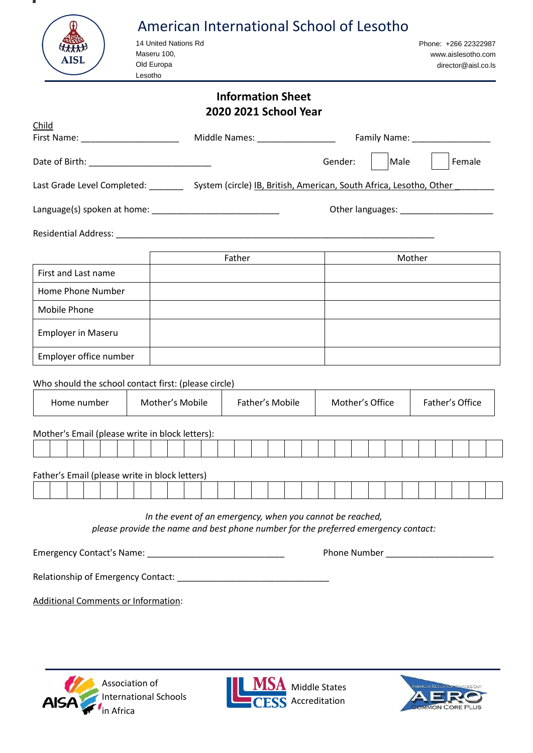# American International School of Lesotho

14 United Nations Rd
Maseru 100,
Old Europa
Lesotho

Phone: +266 22322987
www.aislesotho.com
director@aisl.co.ls

## Information Sheet
## 2020 2021 School Year

Child

First Name: ____________________ Middle Names: ________________ Family Name: ________________

Date of Birth: _________________________ Gender: ☐ Male ☐ Female

Last Grade Level Completed: _______ System (circle) IB, British, American, South Africa, Lesotho, Other ________

Language(s) spoken at home: __________________________ Other languages: ___________________

Residential Address: _________________________________________________________________

| | Father | Mother |
|---|---|---|
| First and Last name | | |
| Home Phone Number | | |
| Mobile Phone | | |
| Employer in Maseru | | |
| Employer office number | | |

Who should the school contact first: (please circle)

| Home number | Mother's Mobile | Father's Mobile | Mother's Office | Father's Office |
|---|---|---|---|---|

Mother's Email (please write in block letters):

| | | | | | | | | | | | | | | | | | | | | | | | | | | | |
|---|---|---|---|---|---|---|---|---|---|---|---|---|---|---|---|---|---|---|---|---|---|---|---|---|---|---|---|

Father's Email (please write in block letters)

| | | | | | | | | | | | | | | | | | | | | | | | | | | | |
|---|---|---|---|---|---|---|---|---|---|---|---|---|---|---|---|---|---|---|---|---|---|---|---|---|---|---|---|

*In the event of an emergency, when you cannot be reached,*
*please provide the name and best phone number for the preferred emergency contact:*

Emergency Contact's Name: _____________________________ Phone Number ______________________

Relationship of Emergency Contact: _______________________________

Additional Comments or Information:

AISA Association of International Schools in Africa

MSA CESS Middle States Accreditation

AERO American Education Reaches Out Common Core Plus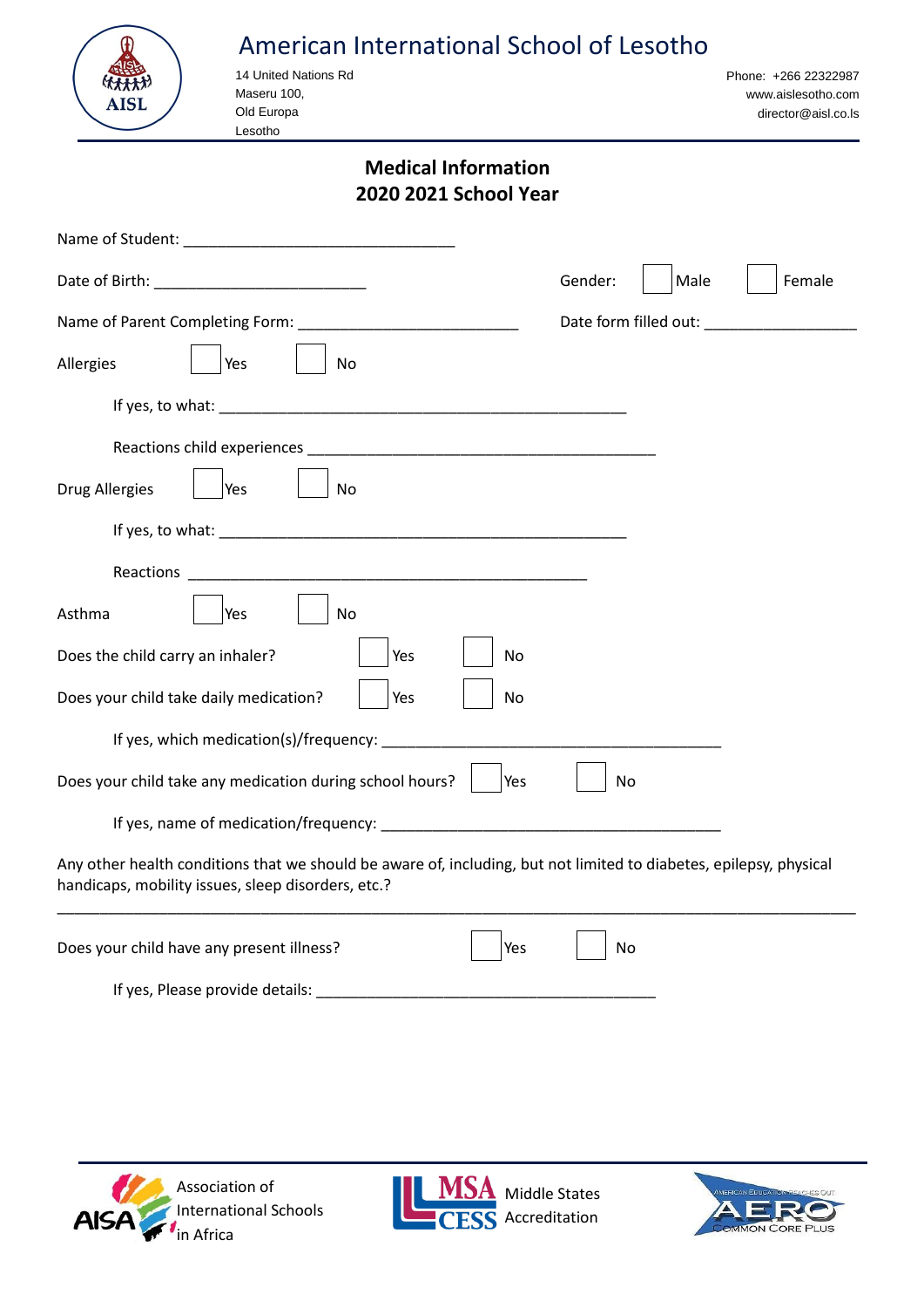# American International School of Lesotho

14 United Nations Rd
Maseru 100,
Old Europa
Lesotho

Phone: +266 22322987
www.aislesotho.com
director@aisl.co.ls

## Medical Information
## 2020 2021 School Year

Name of Student: ______________________________

Date of Birth: ________________________ Gender: ☐ Male ☐ Female

Name of Parent Completing Form: ________________________ Date form filled out: _________________

Allergies ☐ Yes ☐ No

If yes, to what: _____________________________________________

Reactions child experiences _______________________________________

Drug Allergies ☐ Yes ☐ No

If yes, to what: _____________________________________________

Reactions _____________________________________________

Asthma ☐ Yes ☐ No

Does the child carry an inhaler? ☐ Yes ☐ No

Does your child take daily medication? ☐ Yes ☐ No

If yes, which medication(s)/frequency: _______________________________________

Does your child take any medication during school hours? ☐ Yes ☐ No

If yes, name of medication/frequency: _______________________________________

Any other health conditions that we should be aware of, including, but not limited to diabetes, epilepsy, physical handicaps, mobility issues, sleep disorders, etc.?

_____________________________________________________________________________________________

Does your child have any present illness? ☐ Yes ☐ No

If yes, Please provide details: ______________________________________

Association of International Schools in Africa

Middle States Accreditation

AERO Common Core Plus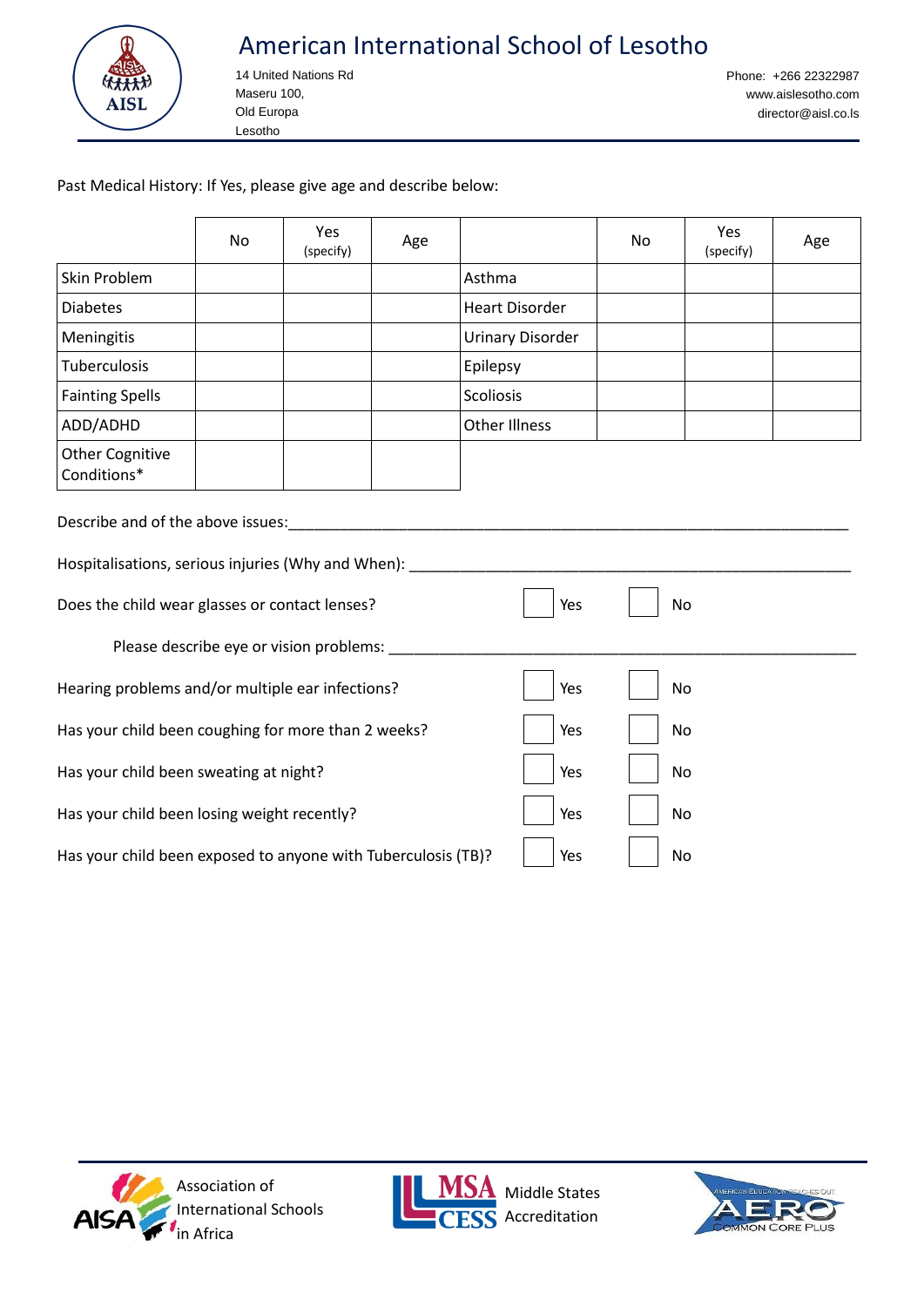Past Medical History: If Yes, please give age and describe below:

| | No | Yes (specify) | Age | | No | Yes (specify) | Age |
|---|---|---|---|---|---|---|---|
| Skin Problem | | | | Asthma | | | |
| Diabetes | | | | Heart Disorder | | | |
| Meningitis | | | | Urinary Disorder | | | |
| Tuberculosis | | | | Epilepsy | | | |
| Fainting Spells | | | | Scoliosis | | | |
| ADD/ADHD | | | | Other Illness | | | |
| Other Cognitive Conditions* | | | | | | | |

Describe and of the above issues:\_\_\_\_\_\_\_\_\_\_\_\_\_\_\_\_\_\_\_\_\_\_\_\_\_\_\_\_\_\_\_\_\_\_\_\_\_\_\_\_\_\_\_\_\_\_\_\_\_\_\_\_\_\_\_\_\_\_\_\_\_\_\_\_

Hospitalisations, serious injuries (Why and When): \_\_\_\_\_\_\_\_\_\_\_\_\_\_\_\_\_\_\_\_\_\_\_\_\_\_\_\_\_\_\_\_\_\_\_\_\_\_\_\_\_\_\_\_\_\_\_\_\_\_

Does the child wear glasses or contact lenses? ☐ Yes ☐ No

Please describe eye or vision problems: \_\_\_\_\_\_\_\_\_\_\_\_\_\_\_\_\_\_\_\_\_\_\_\_\_\_\_\_\_\_\_\_\_\_\_\_\_\_\_\_\_\_\_\_\_\_\_\_\_\_\_\_\_\_

Hearing problems and/or multiple ear infections? ☐ Yes ☐ No

Has your child been coughing for more than 2 weeks? ☐ Yes ☐ No

Has your child been sweating at night? ☐ Yes ☐ No

Has your child been losing weight recently? ☐ Yes ☐ No

Has your child been exposed to anyone with Tuberculosis (TB)? ☐ Yes ☐ No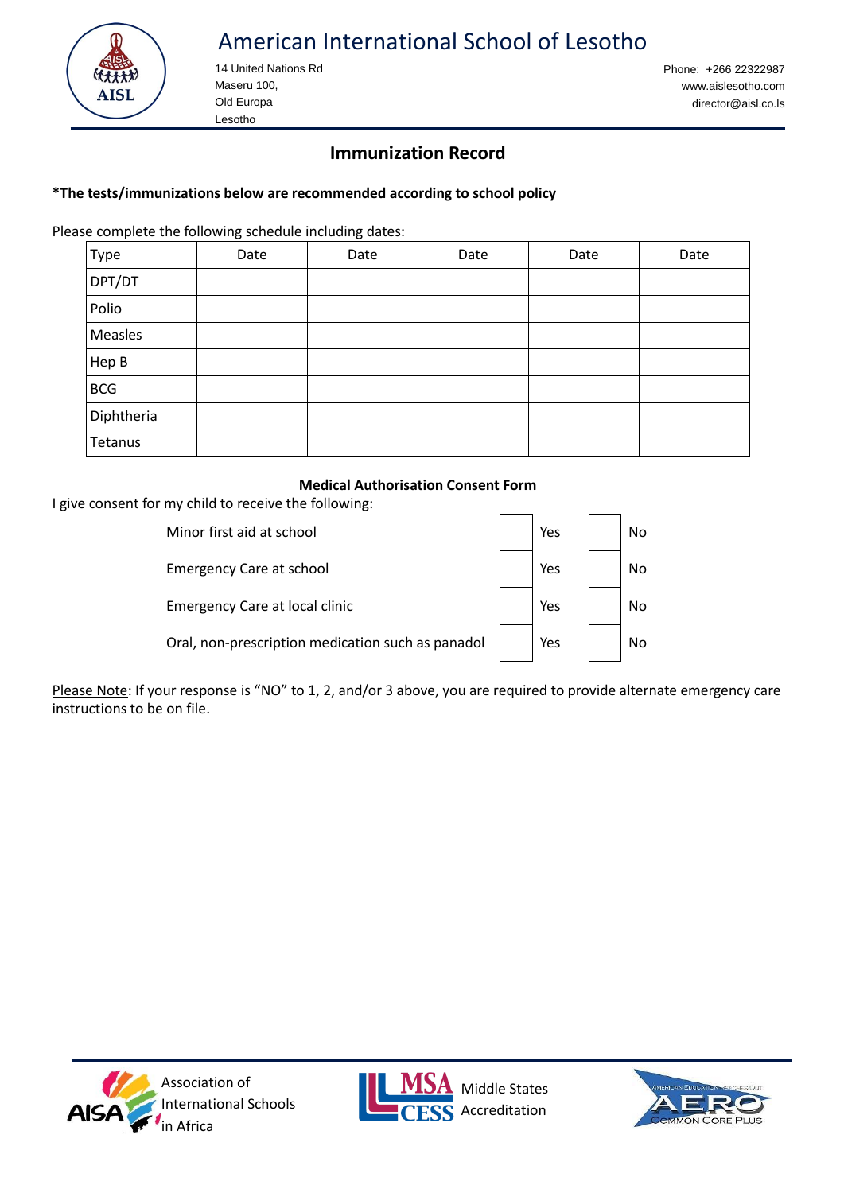# American International School of Lesotho

14 United Nations Rd
Maseru 100,
Old Europa
Lesotho

Phone: +266 22322987
www.aislesotho.com
director@aisl.co.ls

## Immunization Record

**\*The tests/immunizations below are recommended according to school policy**

Please complete the following schedule including dates:

| Type | Date | Date | Date | Date | Date |
|---|---|---|---|---|---|
| DPT/DT | | | | | |
| Polio | | | | | |
| Measles | | | | | |
| Hep B | | | | | |
| BCG | | | | | |
| Diphtheria | | | | | |
| Tetanus | | | | | |

### Medical Authorisation Consent Form

I give consent for my child to receive the following:

| | | | | |
|---|---|---|---|---|
| Minor first aid at school | ☐ | Yes | ☐ | No |
| Emergency Care at school | ☐ | Yes | ☐ | No |
| Emergency Care at local clinic | ☐ | Yes | ☐ | No |
| Oral, non-prescription medication such as panadol | ☐ | Yes | ☐ | No |

Please Note: If your response is "NO" to 1, 2, and/or 3 above, you are required to provide alternate emergency care instructions to be on file.

Association of International Schools in Africa

Middle States Accreditation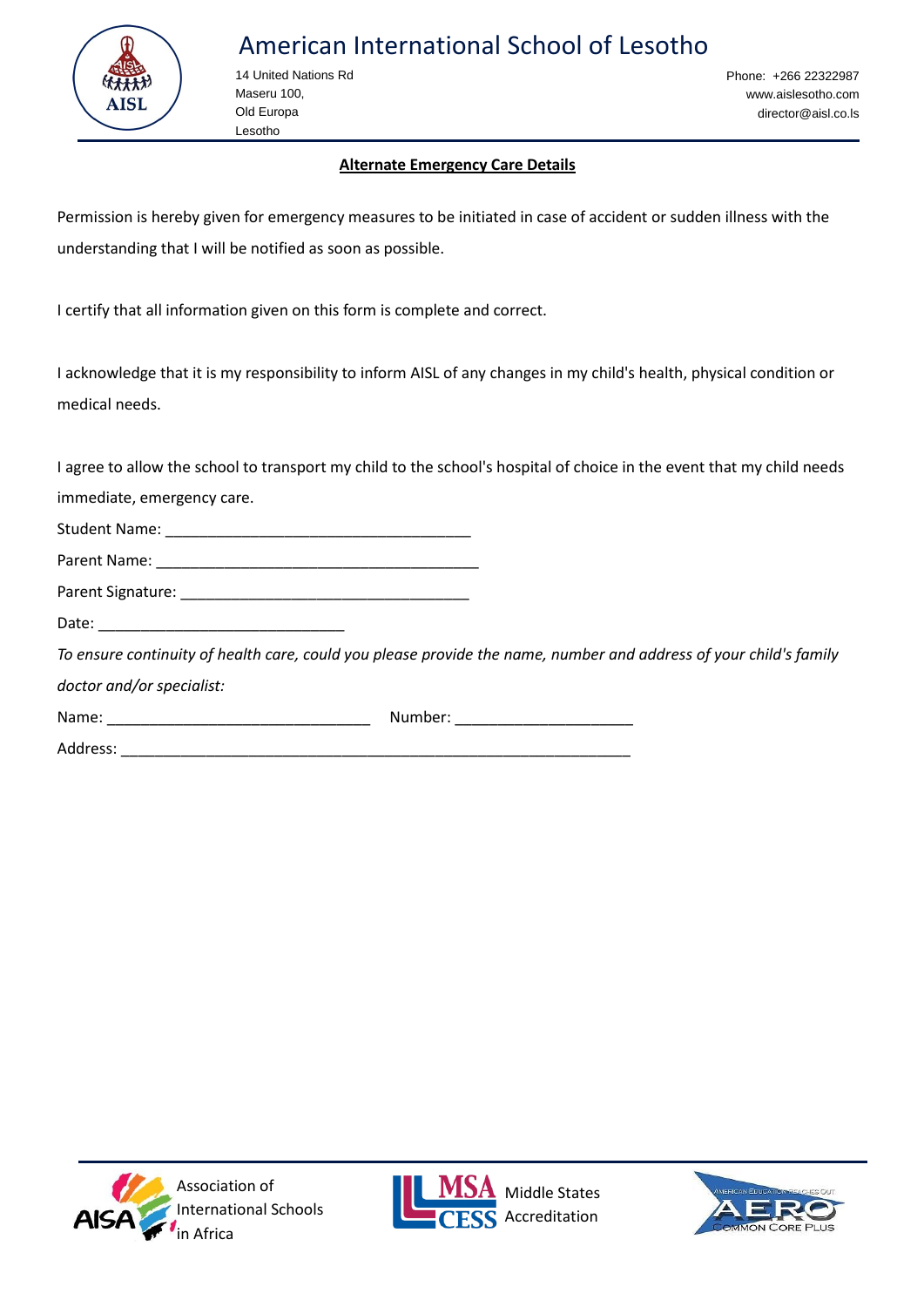# American International School of Lesotho

14 United Nations Rd
Maseru 100,
Old Europa
Lesotho

Phone: +266 22322987
www.aislesotho.com
director@aisl.co.ls

## Alternate Emergency Care Details

Permission is hereby given for emergency measures to be initiated in case of accident or sudden illness with the understanding that I will be notified as soon as possible.

I certify that all information given on this form is complete and correct.

I acknowledge that it is my responsibility to inform AISL of any changes in my child's health, physical condition or medical needs.

I agree to allow the school to transport my child to the school's hospital of choice in the event that my child needs immediate, emergency care.

Student Name: ____________________________________

Parent Name: ______________________________________

Parent Signature: __________________________________

Date: _____________________________

*To ensure continuity of health care, could you please provide the name, number and address of your child's family doctor and/or specialist:*

Name: _______________________________ Number: _____________________

Address: ____________________________________________________________

Association of International Schools in Africa

Middle States Accreditation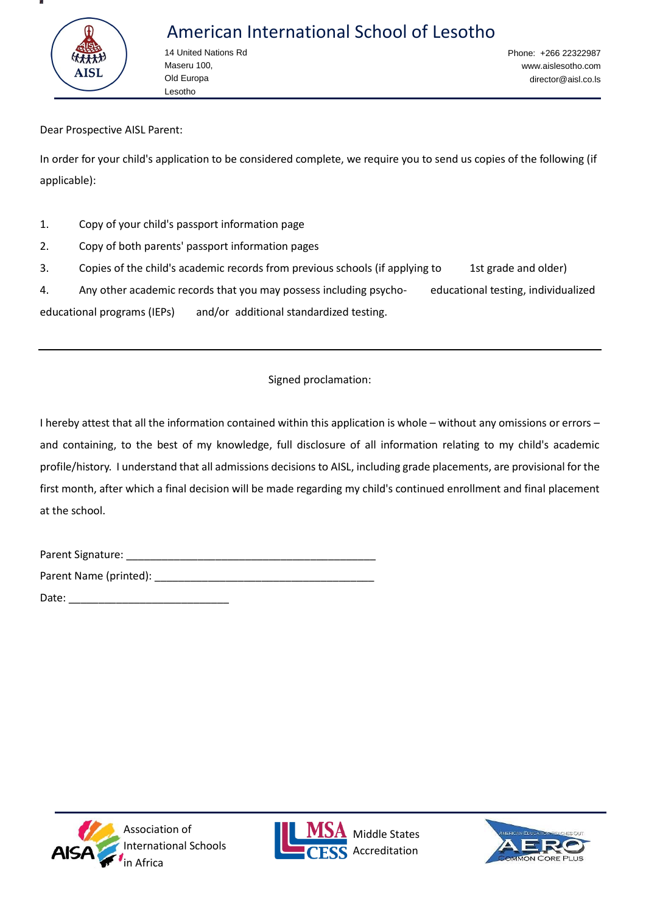# American International School of Lesotho

14 United Nations Rd
Maseru 100,
Old Europa
Lesotho

Phone: +266 22322987
www.aislesotho.com
director@aisl.co.ls

Dear Prospective AISL Parent:

In order for your child's application to be considered complete, we require you to send us copies of the following (if applicable):

1. Copy of your child's passport information page
2. Copy of both parents' passport information pages
3. Copies of the child's academic records from previous schools (if applying to 1st grade and older)
4. Any other academic records that you may possess including psycho- educational testing, individualized educational programs (IEPs) and/or additional standardized testing.

---

Signed proclamation:

I hereby attest that all the information contained within this application is whole – without any omissions or errors – and containing, to the best of my knowledge, full disclosure of all information relating to my child's academic profile/history. I understand that all admissions decisions to AISL, including grade placements, are provisional for the first month, after which a final decision will be made regarding my child's continued enrollment and final placement at the school.

Parent Signature: ___________________________________________

Parent Name (printed): ______________________________________

Date: ___________________________

Association of International Schools in Africa

Middle States Accreditation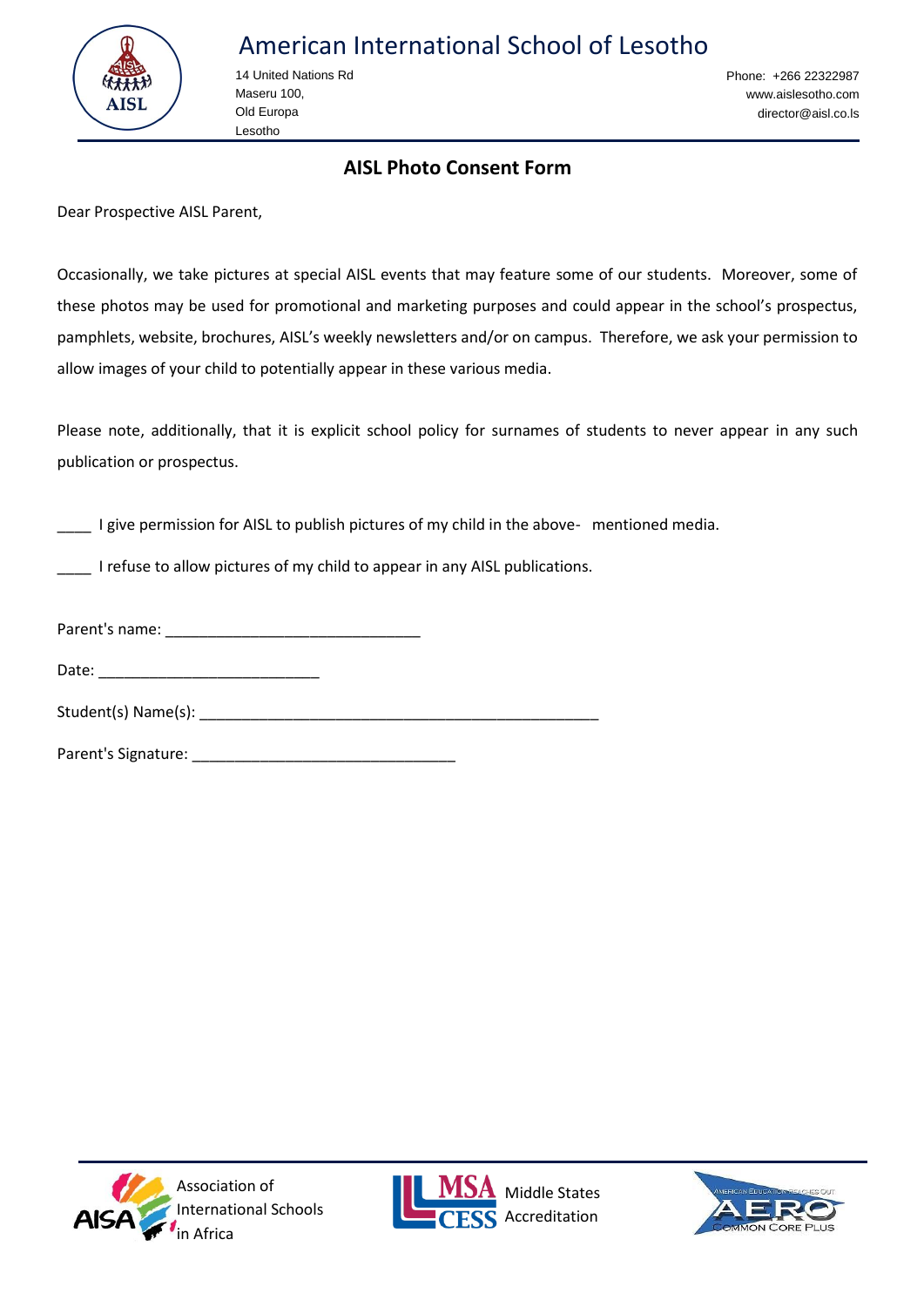# American International School of Lesotho

14 United Nations Rd
Maseru 100,
Old Europa
Lesotho

Phone: +266 22322987
www.aislesotho.com
director@aisl.co.ls

## AISL Photo Consent Form

Dear Prospective AISL Parent,

Occasionally, we take pictures at special AISL events that may feature some of our students. Moreover, some of these photos may be used for promotional and marketing purposes and could appear in the school's prospectus, pamphlets, website, brochures, AISL's weekly newsletters and/or on campus. Therefore, we ask your permission to allow images of your child to potentially appear in these various media.

Please note, additionally, that it is explicit school policy for surnames of students to never appear in any such publication or prospectus.

____ I give permission for AISL to publish pictures of my child in the above- mentioned media.

____ I refuse to allow pictures of my child to appear in any AISL publications.

Parent's name: ______________________________

Date: __________________________

Student(s) Name(s): _______________________________________________

Parent's Signature: _______________________________

Association of International Schools in Africa

Middle States Accreditation